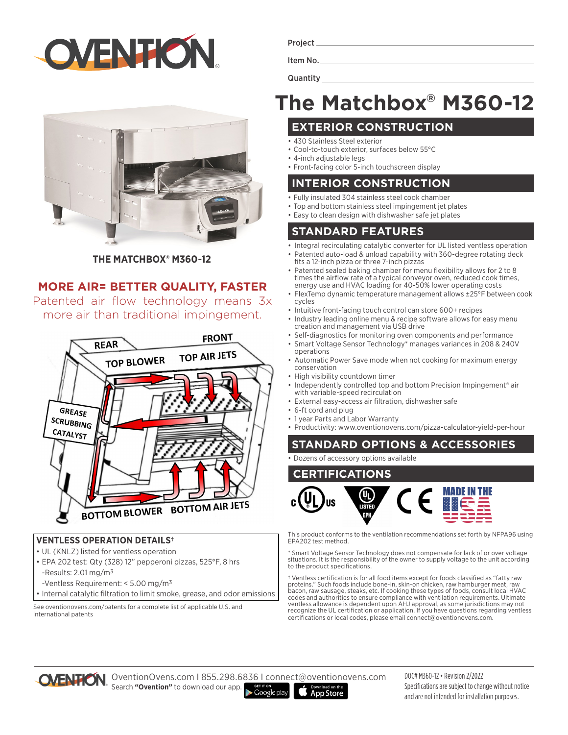Project

Item No.

Quantity

# The Matchbox® M360-12

THE MATCHBOX® M360-12

## MORE AIR= BETTER QUALITY, FASTER

Patented air flow technology means 3x more air than traditional impingement.

### VENTLESS OPERATION DETAILS†

- UL (KNLZ) listed for ventless operation
- EPA 202 test: Qty (328) 12" pepperoni pizzas, 525°F, 8 hrs
  - -Results: 2.01 mg/m³
  - -Ventless Requirement: < 5.00 mg/m³
- Internal catalytic filtration to limit smoke, grease, and odor emissions

See oventionovens.com/patents for a complete list of applicable U.S. and international patents

## EXTERIOR CONSTRUCTION

- 430 Stainless Steel exterior
- Cool-to-touch exterior, surfaces below 55°C
- 4-inch adjustable legs
- Front-facing color 5-inch touchscreen display

## INTERIOR CONSTRUCTION

- Fully insulated 304 stainless steel cook chamber
- Top and bottom stainless steel impingement jet plates
- Easy to clean design with dishwasher safe jet plates

## STANDARD FEATURES

- Integral recirculating catalytic converter for UL listed ventless operation
- Patented auto-load & unload capability with 360-degree rotating deck fits a 12-inch pizza or three 7-inch pizzas
- Patented sealed baking chamber for menu flexibility allows for 2 to 8 times the airflow rate of a typical conveyor oven, reduced cook times, energy use and HVAC loading for 40-50% lower operating costs
- FlexTemp dynamic temperature management allows ±25°F between cook cycles
- Intuitive front-facing touch control can store 600+ recipes
- Industry leading online menu & recipe software allows for easy menu creation and management via USB drive
- Self-diagnostics for monitoring oven components and performance
- Smart Voltage Sensor Technology* manages variances in 208 & 240V operations
- Automatic Power Save mode when not cooking for maximum energy conservation
- High visibility countdown timer
- Independently controlled top and bottom Precision Impingement® air with variable-speed recirculation
- External easy-access air filtration, dishwasher safe
- 6-ft cord and plug
- 1 year Parts and Labor Warranty
- Productivity: www.oventionovens.com/pizza-calculator-yield-per-hour

## STANDARD OPTIONS & ACCESSORIES

- Dozens of accessory options available

## CERTIFICATIONS

This product conforms to the ventilation recommendations set forth by NFPA96 using EPA202 test method.

* Smart Voltage Sensor Technology does not compensate for lack of or over voltage situations. It is the responsibility of the owner to supply voltage to the unit according to the product specifications.

† Ventless certification is for all food items except for foods classified as "fatty raw proteins." Such foods include bone-in, skin-on chicken, raw hamburger meat, raw bacon, raw sausage, steaks, etc. If cooking these types of foods, consult local HVAC codes and authorities to ensure compliance with ventilation requirements. Ultimate ventless allowance is dependent upon AHJ approval, as some jurisdictions may not recognize the UL certification or application. If you have questions regarding ventless certifications or local codes, please email connect@oventionovens.com.

OventionOvens.com I 855.298.6836 I connect@oventionovens.com
Search **"Ovention"** to download our app.

DOC# M360-12 • Revision 2/2022
Specifications are subject to change without notice and are not intended for installation purposes.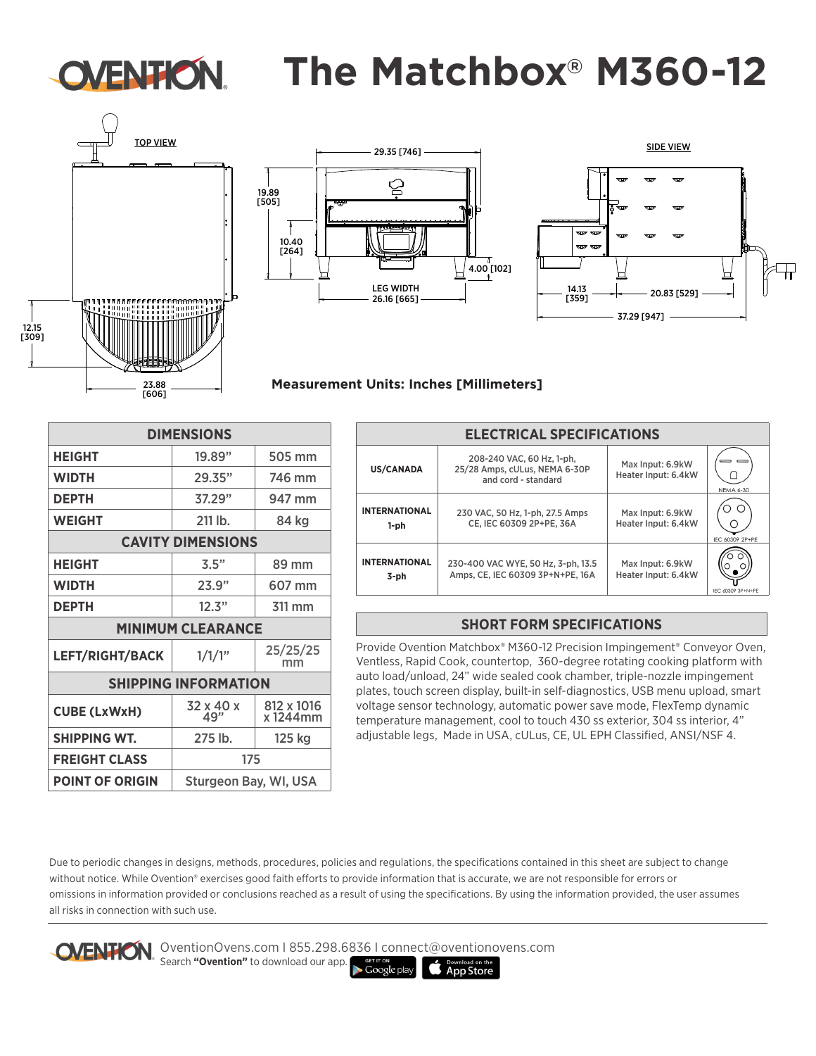# The Matchbox® M360-12

TOP VIEW

SIDE VIEW

29.35 [746]

19.89 [505]

10.40 [264]

4.00 [102]

LEG WIDTH 26.16 [665]

12.15 [309]

23.88 [606]

14.13 [359]

20.83 [529]

37.29 [947]

**Measurement Units: Inches [Millimeters]**

| DIMENSIONS | | |
|---|---|---|
| **HEIGHT** | 19.89” | 505 mm |
| **WIDTH** | 29.35” | 746 mm |
| **DEPTH** | 37.29” | 947 mm |
| **WEIGHT** | 211 lb. | 84 kg |
| **CAVITY DIMENSIONS** | | |
| **HEIGHT** | 3.5” | 89 mm |
| **WIDTH** | 23.9” | 607 mm |
| **DEPTH** | 12.3” | 311 mm |
| **MINIMUM CLEARANCE** | | |
| **LEFT/RIGHT/BACK** | 1/1/1” | 25/25/25 mm |
| **SHIPPING INFORMATION** | | |
| **CUBE (LxWxH)** | 32 x 40 x 49” | 812 x 1016 x 1244mm |
| **SHIPPING WT.** | 275 lb. | 125 kg |
| **FREIGHT CLASS** | 175 | |
| **POINT OF ORIGIN** | Sturgeon Bay, WI, USA | |

| ELECTRICAL SPECIFICATIONS | | | |
|---|---|---|---|
| **US/CANADA** | 208-240 VAC, 60 Hz, 1-ph, 25/28 Amps, cULus, NEMA 6-30P and cord - standard | Max Input: 6.9kW Heater Input: 6.4kW | NEMA 6-30 |
| **INTERNATIONAL 1-ph** | 230 VAC, 50 Hz, 1-ph, 27.5 Amps CE, IEC 60309 2P+PE, 36A | Max Input: 6.9kW Heater Input: 6.4kW | IEC 60309 2P+PE |
| **INTERNATIONAL 3-ph** | 230-400 VAC WYE, 50 Hz, 3-ph, 13.5 Amps, CE, IEC 60309 3P+N+PE, 16A | Max Input: 6.9kW Heater Input: 6.4kW | IEC 60309 3P+N+PE |

## SHORT FORM SPECIFICATIONS

Provide Ovention Matchbox® M360-12 Precision Impingement® Conveyor Oven, Ventless, Rapid Cook, countertop, 360-degree rotating cooking platform with auto load/unload, 24” wide sealed cook chamber, triple-nozzle impingement plates, touch screen display, built-in self-diagnostics, USB menu upload, smart voltage sensor technology, automatic power save mode, FlexTemp dynamic temperature management, cool to touch 430 ss exterior, 304 ss interior, 4” adjustable legs, Made in USA, cULus, CE, UL EPH Classified, ANSI/NSF 4.

Due to periodic changes in designs, methods, procedures, policies and regulations, the specifications contained in this sheet are subject to change without notice. While Ovention® exercises good faith efforts to provide information that is accurate, we are not responsible for errors or omissions in information provided or conclusions reached as a result of using the specifications. By using the information provided, the user assumes all risks in connection with such use.

OventionOvens.com I 855.298.6836 I connect@oventionovens.com

Search **“Ovention”** to download our app.